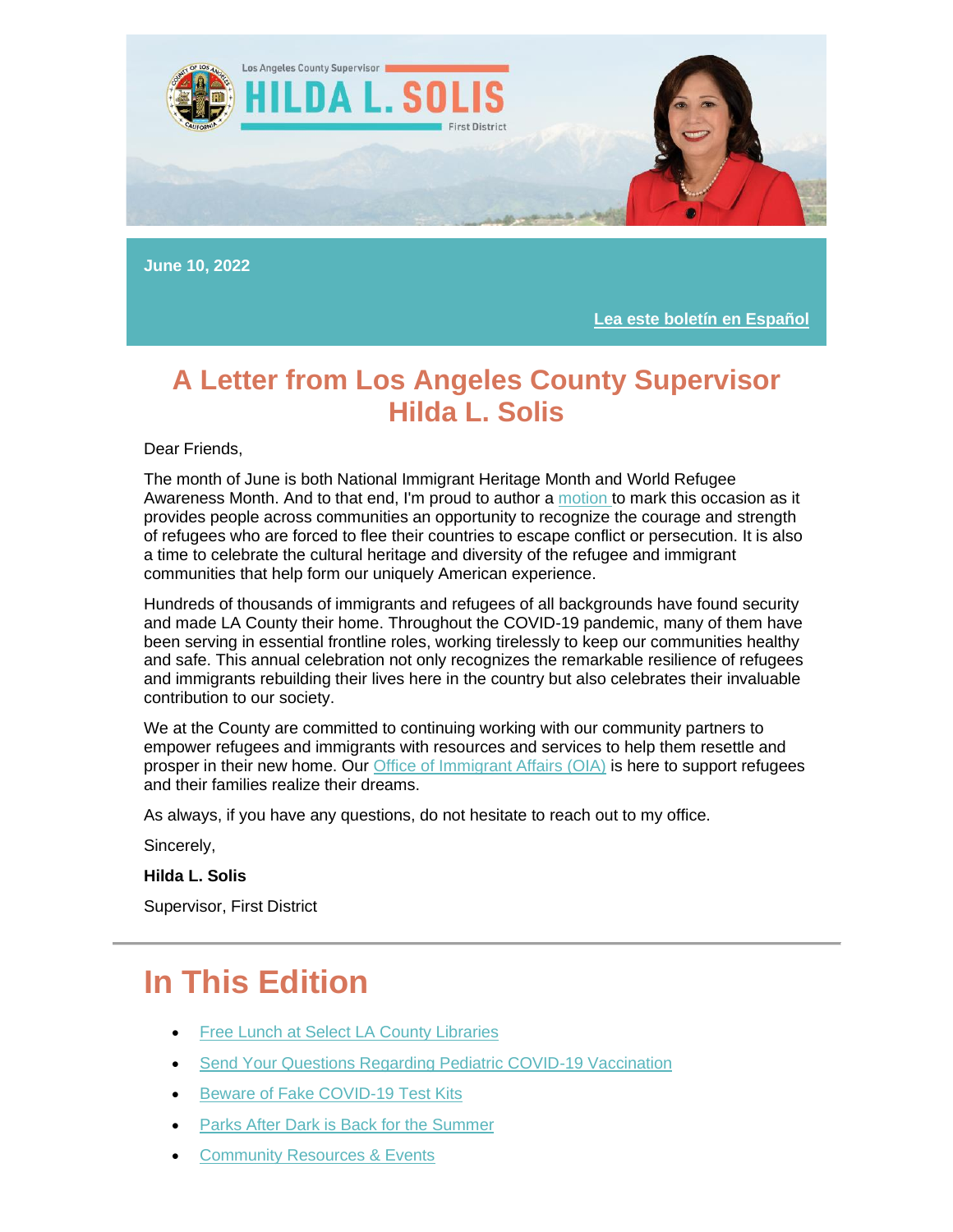Los Angeles County Supervisor

HILDA L. SOLIS

First District

June 10, 2022

Lea este boletín en Español

# A Letter from Los Angeles County Supervisor Hilda L. Solis

Dear Friends,

The month of June is both National Immigrant Heritage Month and World Refugee Awareness Month. And to that end, I'm proud to author a motion to mark this occasion as it provides people across communities an opportunity to recognize the courage and strength of refugees who are forced to flee their countries to escape conflict or persecution. It is also a time to celebrate the cultural heritage and diversity of the refugee and immigrant communities that help form our uniquely American experience.

Hundreds of thousands of immigrants and refugees of all backgrounds have found security and made LA County their home. Throughout the COVID-19 pandemic, many of them have been serving in essential frontline roles, working tirelessly to keep our communities healthy and safe. This annual celebration not only recognizes the remarkable resilience of refugees and immigrants rebuilding their lives here in the country but also celebrates their invaluable contribution to our society.

We at the County are committed to continuing working with our community partners to empower refugees and immigrants with resources and services to help them resettle and prosper in their new home. Our Office of Immigrant Affairs (OIA) is here to support refugees and their families realize their dreams.

As always, if you have any questions, do not hesitate to reach out to my office.

Sincerely,

**Hilda L. Solis**

Supervisor, First District

---

# In This Edition

- Free Lunch at Select LA County Libraries
- Send Your Questions Regarding Pediatric COVID-19 Vaccination
- Beware of Fake COVID-19 Test Kits
- Parks After Dark is Back for the Summer
- Community Resources & Events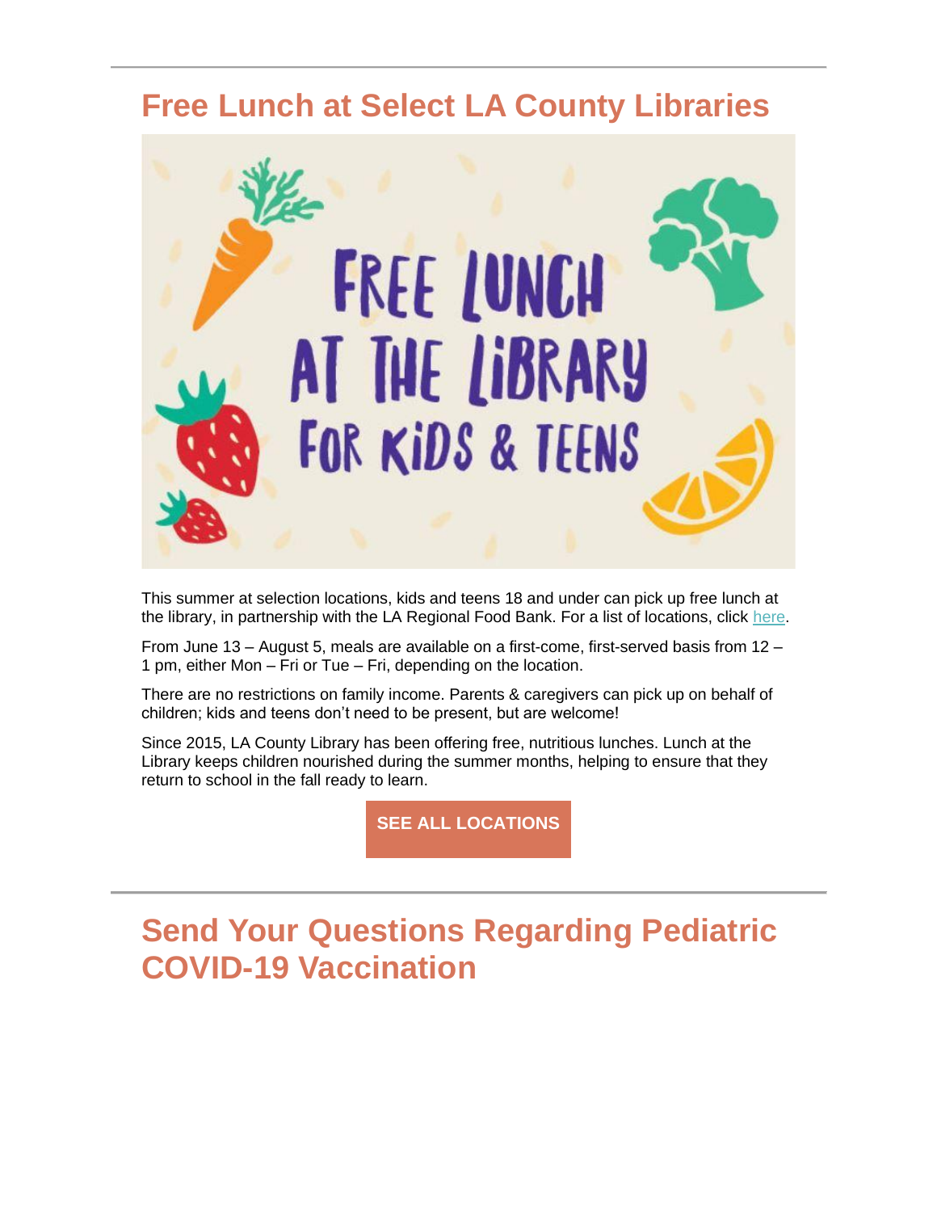## Free Lunch at Select LA County Libraries

FREE LUNCH AT THE LIBRARY FOR KIDS & TEENS

This summer at selection locations, kids and teens 18 and under can pick up free lunch at the library, in partnership with the LA Regional Food Bank. For a list of locations, click here.

From June 13 – August 5, meals are available on a first-come, first-served basis from 12 – 1 pm, either Mon – Fri or Tue – Fri, depending on the location.

There are no restrictions on family income. Parents & caregivers can pick up on behalf of children; kids and teens don't need to be present, but are welcome!

Since 2015, LA County Library has been offering free, nutritious lunches. Lunch at the Library keeps children nourished during the summer months, helping to ensure that they return to school in the fall ready to learn.

**SEE ALL LOCATIONS**

## Send Your Questions Regarding Pediatric COVID-19 Vaccination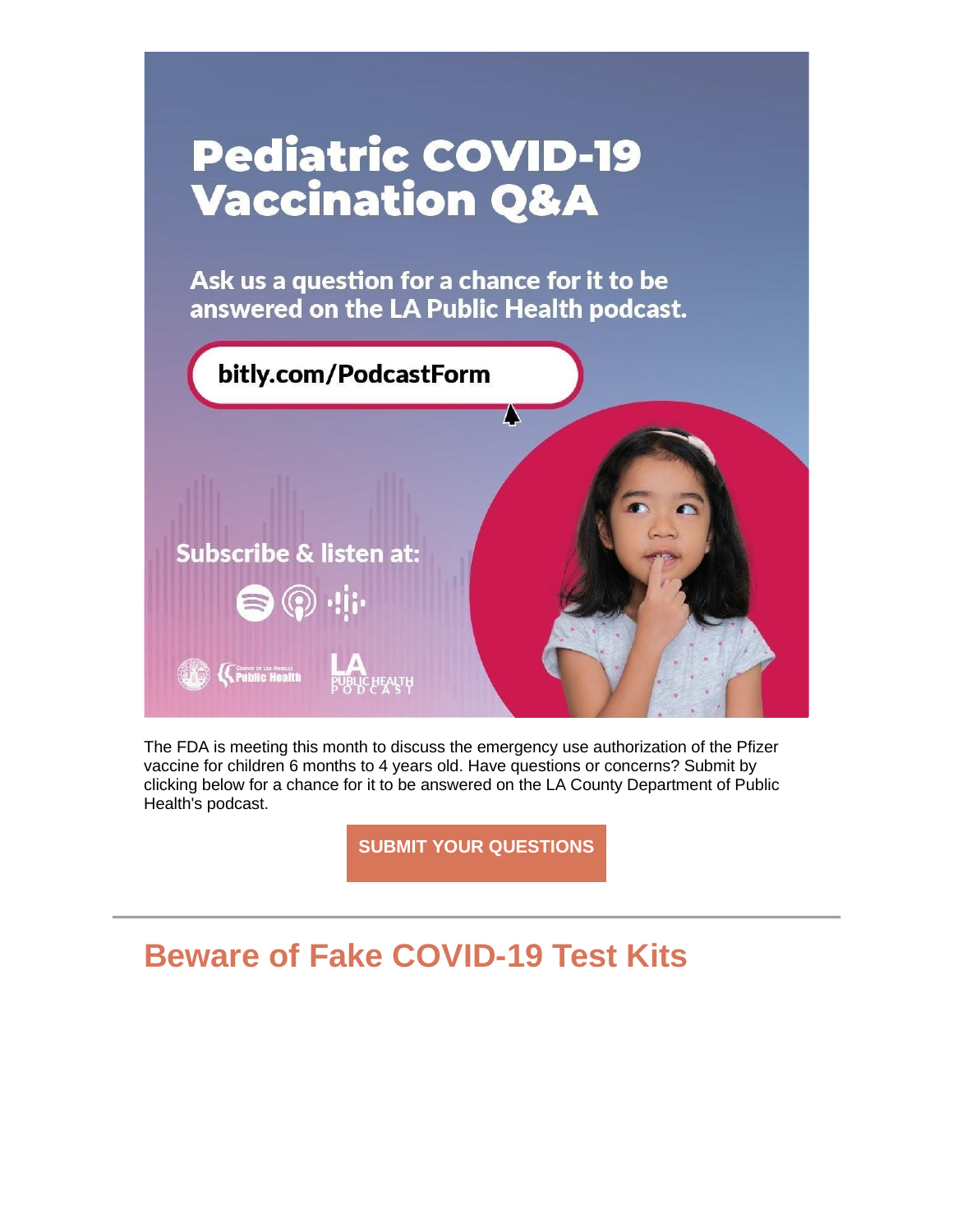# Pediatric COVID-19 Vaccination Q&A

Ask us a question for a chance for it to be answered on the LA Public Health podcast.

bitly.com/PodcastForm

Subscribe & listen at:

The FDA is meeting this month to discuss the emergency use authorization of the Pfizer vaccine for children 6 months to 4 years old. Have questions or concerns? Submit by clicking below for a chance for it to be answered on the LA County Department of Public Health's podcast.

**SUBMIT YOUR QUESTIONS**

---

## Beware of Fake COVID-19 Test Kits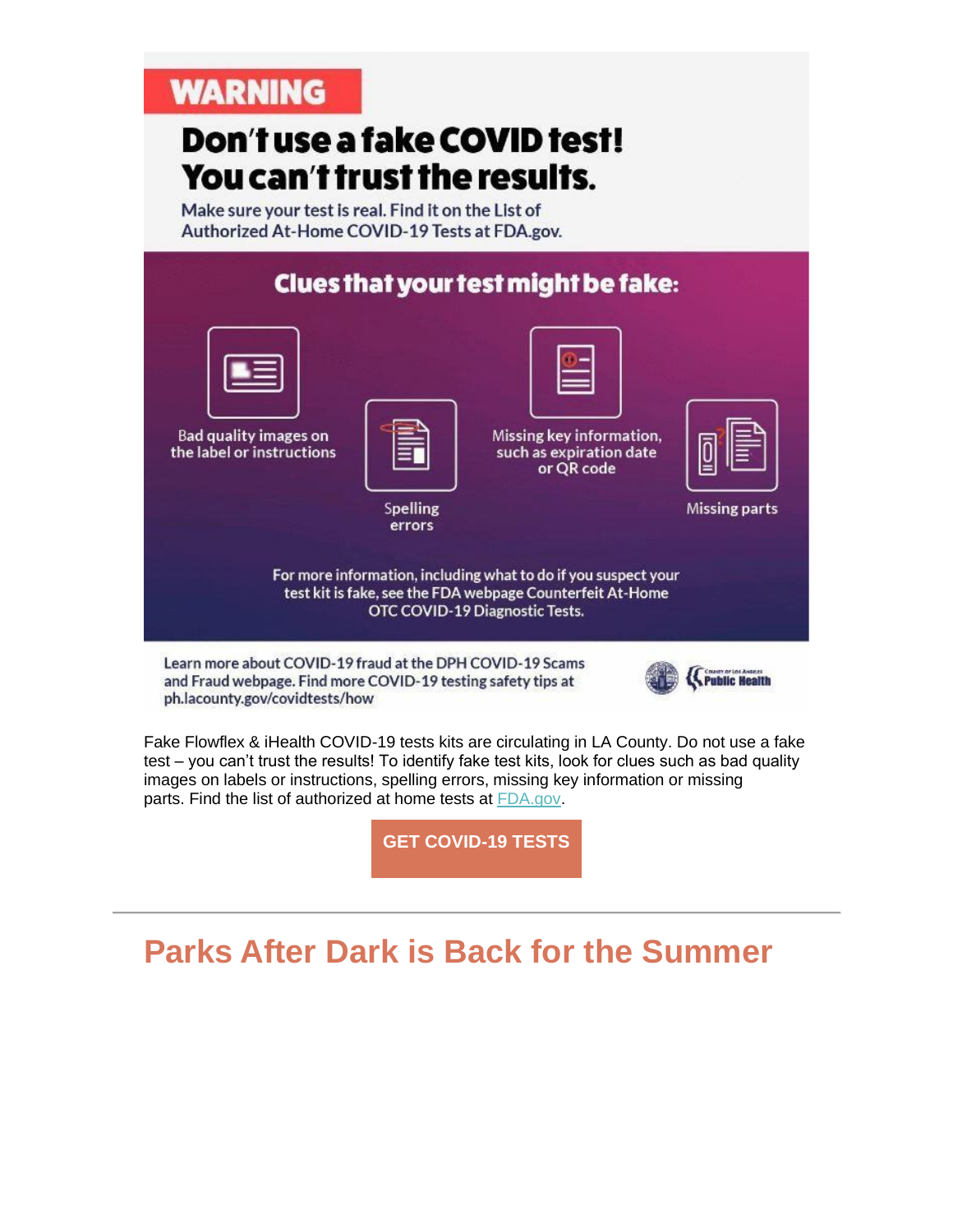WARNING

# Don't use a fake COVID test! You can't trust the results.

Make sure your test is real. Find it on the List of Authorized At-Home COVID-19 Tests at FDA.gov.

## Clues that your test might be fake:

- Bad quality images on the label or instructions
- Spelling errors
- Missing key information, such as expiration date or QR code
- Missing parts

For more information, including what to do if you suspect your test kit is fake, see the FDA webpage Counterfeit At-Home OTC COVID-19 Diagnostic Tests.

Learn more about COVID-19 fraud at the DPH COVID-19 Scams and Fraud webpage. Find more COVID-19 testing safety tips at ph.lacounty.gov/covidtests/how

County of Los Angeles Public Health

Fake Flowflex & iHealth COVID-19 tests kits are circulating in LA County. Do not use a fake test – you can't trust the results! To identify fake test kits, look for clues such as bad quality images on labels or instructions, spelling errors, missing key information or missing parts. Find the list of authorized at home tests at FDA.gov.

**GET COVID-19 TESTS**

---

# Parks After Dark is Back for the Summer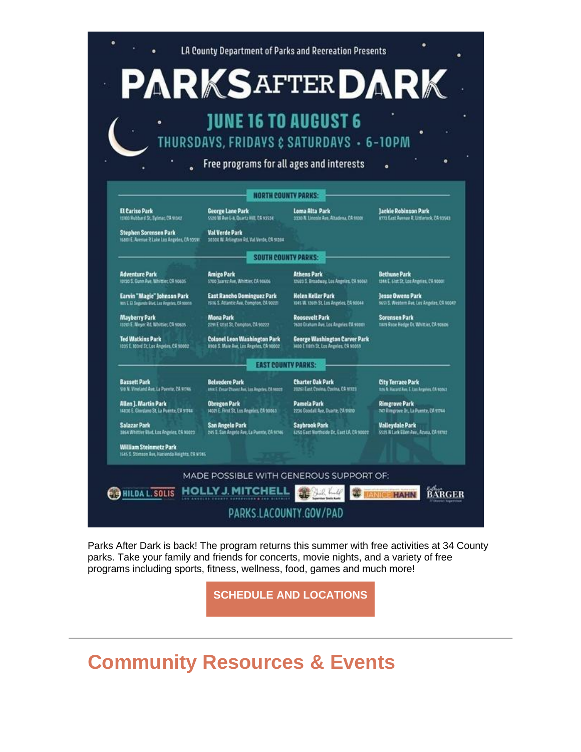LA County Department of Parks and Recreation Presents

# PARKS AFTER DARK

## JUNE 16 TO AUGUST 6

THURSDAYS, FRIDAYS & SATURDAYS • 6-10PM

Free programs for all ages and interests

**NORTH COUNTY PARKS:**

**El Cariso Park**
13100 Hubbard St, Sylmar, CA 91342

**George Lane Park**
5520 W Ave L-8, Quartz Hill, CA 93536

**Loma Alta Park**
3330 N. Lincoln Ave, Altadena, CA 91001

**Jackie Robinson Park**
8773 East Avenue R, Littlerock, CA 93543

**Stephen Sorensen Park**
16801 E. Avenue P, Lake Los Angeles, CA 93591

**Val Verde Park**
30300 W. Arlington Rd, Val Verde, CA 91384

**SOUTH COUNTY PARKS:**

**Adventure Park**
10130 S. Gunn Ave, Whittier, CA 90605

**Amigo Park**
5700 Juarez Ave, Whittier, CA 90606

**Athens Park**
12603 S. Broadway, Los Angeles, CA 90061

**Bethune Park**
1244 E. 61st St, Los Angeles, CA 90001

**Earvin "Magic" Johnson Park**
905 E. El Segundo Blvd, Los Angeles, CA 90059

**East Rancho Dominguez Park**
15116 S. Atlantic Ave, Compton, CA 90221

**Helen Keller Park**
1045 W. 126th St, Los Angeles, CA 90044

**Jesse Owens Park**
9651 S. Western Ave, Los Angeles, CA 90047

**Mayberry Park**
13201 E. Meyer Rd, Whittier, CA 90605

**Mona Park**
2291 E 121st St, Compton, CA 90222

**Roosevelt Park**
7600 Graham Ave, Los Angeles CA 90001

**Sorensen Park**
11419 Rose Hedge Dr, Whittier, CA 90606

**Ted Watkins Park**
1335 E. 103rd St, Los Angeles, CA 90002

**Colonel Leon Washington Park**
8908 S. Maie Ave, Los Angeles, CA 90002

**George Washington Carver Park**
1400 E 118th St, Los Angeles, CA 90059

**EAST COUNTY PARKS:**

**Bassett Park**
510 N. Vineland Ave, La Puente, CA 91746

**Belvedere Park**
4914 E. Cesar Chavez Ave, Los Angeles, CA 90022

**Charter Oak Park**
20261 East Covina, Covina, CA 91723

**City Terrace Park**
1126 N. Hazard Ave, E. Los Angeles, CA 90063

**Allen J. Martin Park**
14830 E. Giordano St, La Puente, CA 91744

**Obregon Park**
4021 E. First St, Los Angeles, CA 90063

**Pamela Park**
2236 Goodall Ave, Duarte, CA 91010

**Rimgrove Park**
747 Rimgrove Dr, La Puente, CA 91744

**Salazar Park**
3864 Whittier Blvd, Los Angeles, CA 90023

**San Angelo Park**
245 S. San Angelo Ave, La Puente, CA 91746

**Saybrook Park**
6250 East Northside Dr, East LA, CA 90022

**Valleydale Park**
5525 N Lark Ellen Ave, Azusa, CA 91702

**William Steinmetz Park**
1545 S. Stimson Ave, Hacienda Heights, CA 91745

MADE POSSIBLE WITH GENEROUS SUPPORT OF:

HILDA L. SOLIS | HOLLY J. MITCHELL | Sheila Kuehl | JANICE HAHN | Kathryn BARGER

PARKS.LACOUNTY.GOV/PAD

Parks After Dark is back! The program returns this summer with free activities at 34 County parks. Take your family and friends for concerts, movie nights, and a variety of free programs including sports, fitness, wellness, food, games and much more!

**SCHEDULE AND LOCATIONS**

---

# Community Resources & Events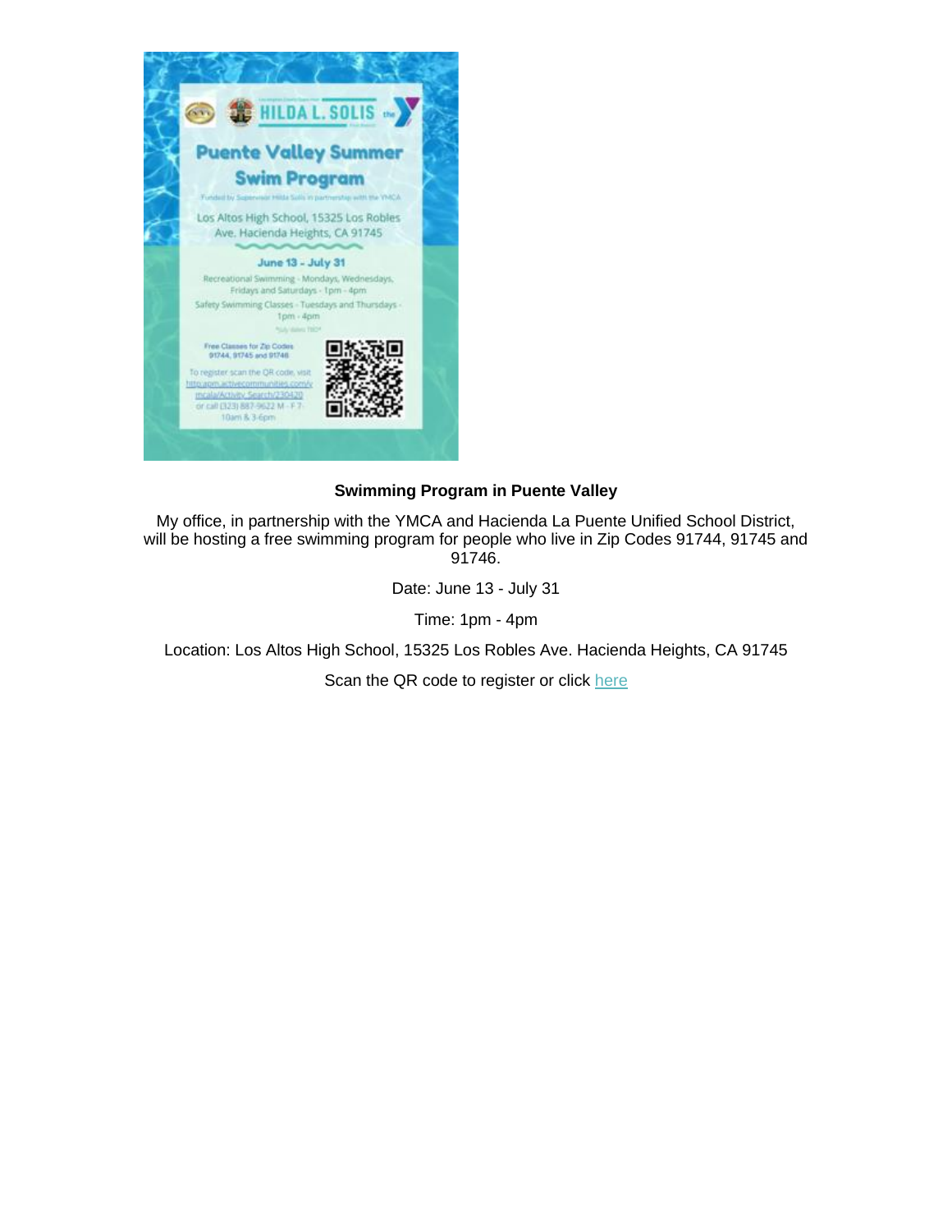**Swimming Program in Puente Valley**

My office, in partnership with the YMCA and Hacienda La Puente Unified School District, will be hosting a free swimming program for people who live in Zip Codes 91744, 91745 and 91746.

Date: June 13 - July 31

Time: 1pm - 4pm

Location: Los Altos High School, 15325 Los Robles Ave. Hacienda Heights, CA 91745

Scan the QR code to register or click here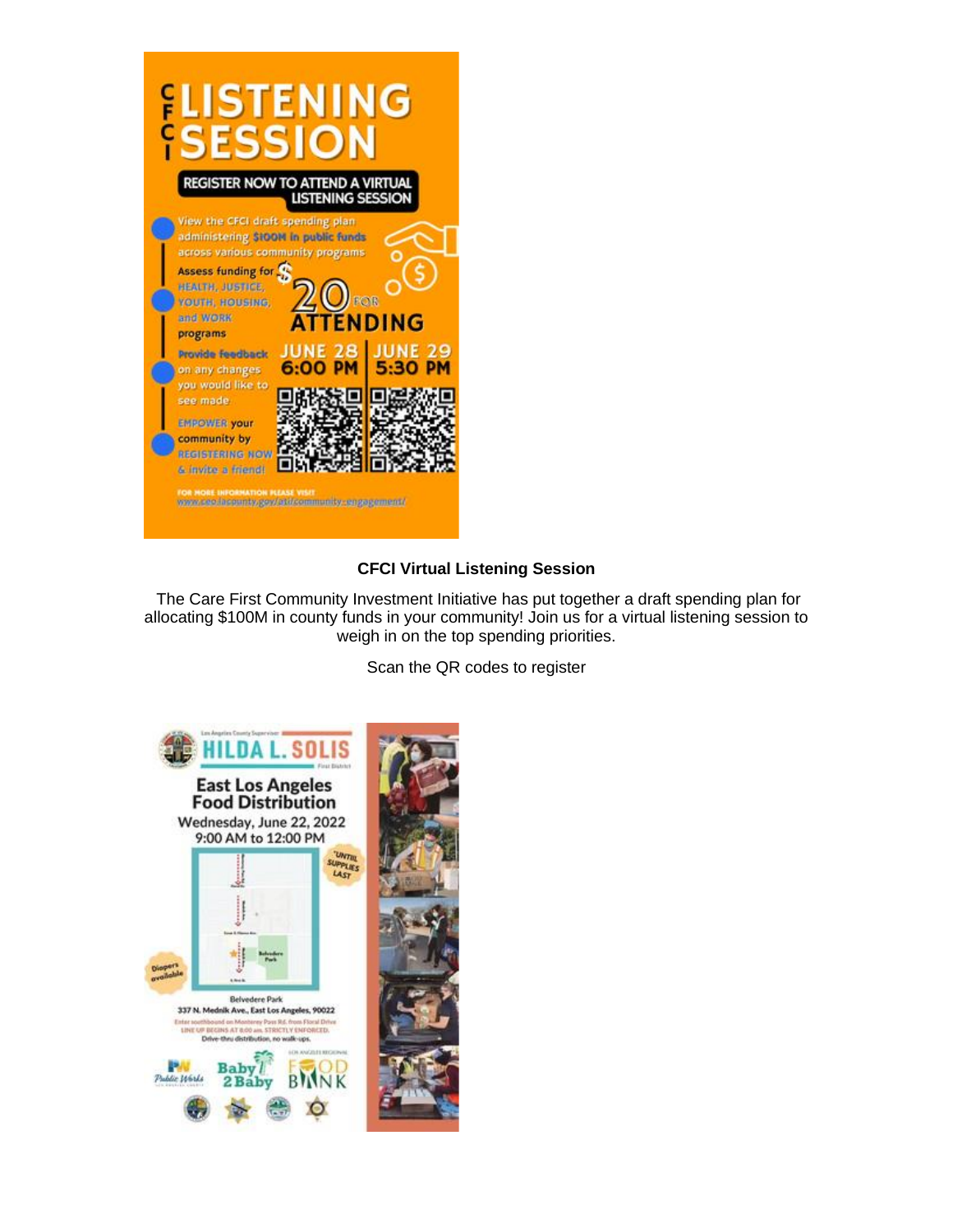# CFCI LISTENING SESSION

**REGISTER NOW TO ATTEND A VIRTUAL LISTENING SESSION**

- View the CFCI draft spending plan administering **$100M in public funds** across various community programs
- Assess funding for HEALTH, JUSTICE, YOUTH, HOUSING, and WORK programs
- Provide feedback on any changes you would like to see made
- EMPOWER your community by REGISTERING NOW & invite a friend!

**$20 FOR ATTENDING**

**JUNE 28 6:00 PM | JUNE 29 5:30 PM**

FOR MORE INFORMATION PLEASE VISIT www.ceo.lacounty.gov/ati/community-engagement/

**CFCI Virtual Listening Session**

The Care First Community Investment Initiative has put together a draft spending plan for allocating $100M in county funds in your community! Join us for a virtual listening session to weigh in on the top spending priorities.

Scan the QR codes to register

Los Angeles County Supervisor

# HILDA L. SOLIS

First District

## East Los Angeles Food Distribution

Wednesday, June 22, 2022

9:00 AM to 12:00 PM

*UNTIL SUPPLIES LAST*

Diapers available

Belvedere Park

337 N. Mednik Ave., East Los Angeles, 90022

Enter southbound on Monterey Pass Rd. from Floral Drive

LINE UP BEGINS AT 8:00 am. STRICTLY ENFORCED.

Drive-thru distribution, no walk-ups.

Public Works · Baby2Baby · Los Angeles Regional Food Bank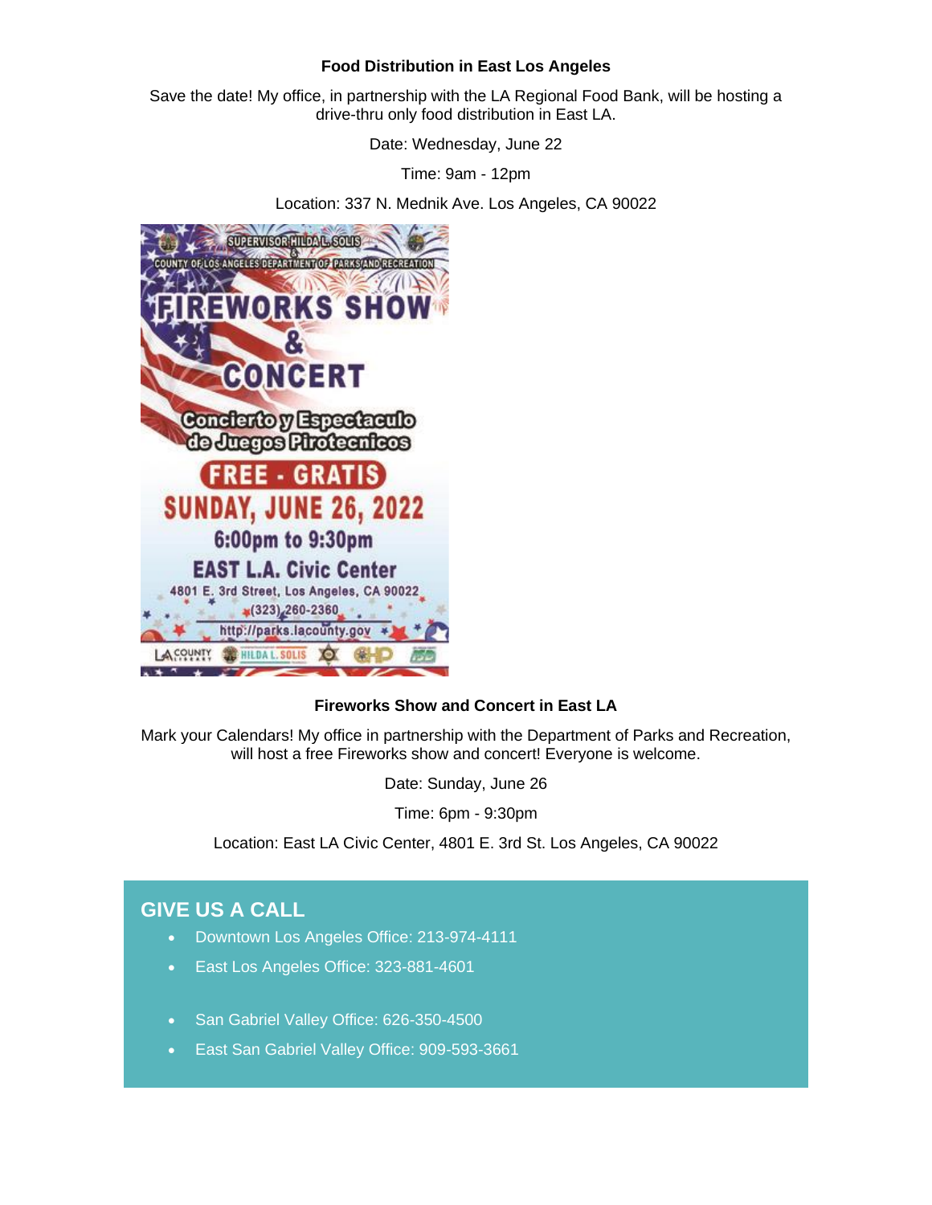**Food Distribution in East Los Angeles**

Save the date! My office, in partnership with the LA Regional Food Bank, will be hosting a drive-thru only food distribution in East LA.

Date: Wednesday, June 22

Time: 9am - 12pm

Location: 337 N. Mednik Ave. Los Angeles, CA 90022

SUPERVISOR HILDA L. SOLIS
&
COUNTY OF LOS ANGELES DEPARTMENT OF PARKS AND RECREATION

FIREWORKS SHOW
&
CONCERT

Concierto y Espectaculo de Juegos Pirotecnicos

FREE - GRATIS

SUNDAY, JUNE 26, 2022

6:00pm to 9:30pm

EAST L.A. Civic Center

4801 E. 3rd Street, Los Angeles, CA 90022

(323) 260-2360

http://parks.lacounty.gov

**Fireworks Show and Concert in East LA**

Mark your Calendars! My office in partnership with the Department of Parks and Recreation, will host a free Fireworks show and concert! Everyone is welcome.

Date: Sunday, June 26

Time: 6pm - 9:30pm

Location: East LA Civic Center, 4801 E. 3rd St. Los Angeles, CA 90022

## GIVE US A CALL

- Downtown Los Angeles Office: 213-974-4111
- East Los Angeles Office: 323-881-4601
- San Gabriel Valley Office: 626-350-4500
- East San Gabriel Valley Office: 909-593-3661